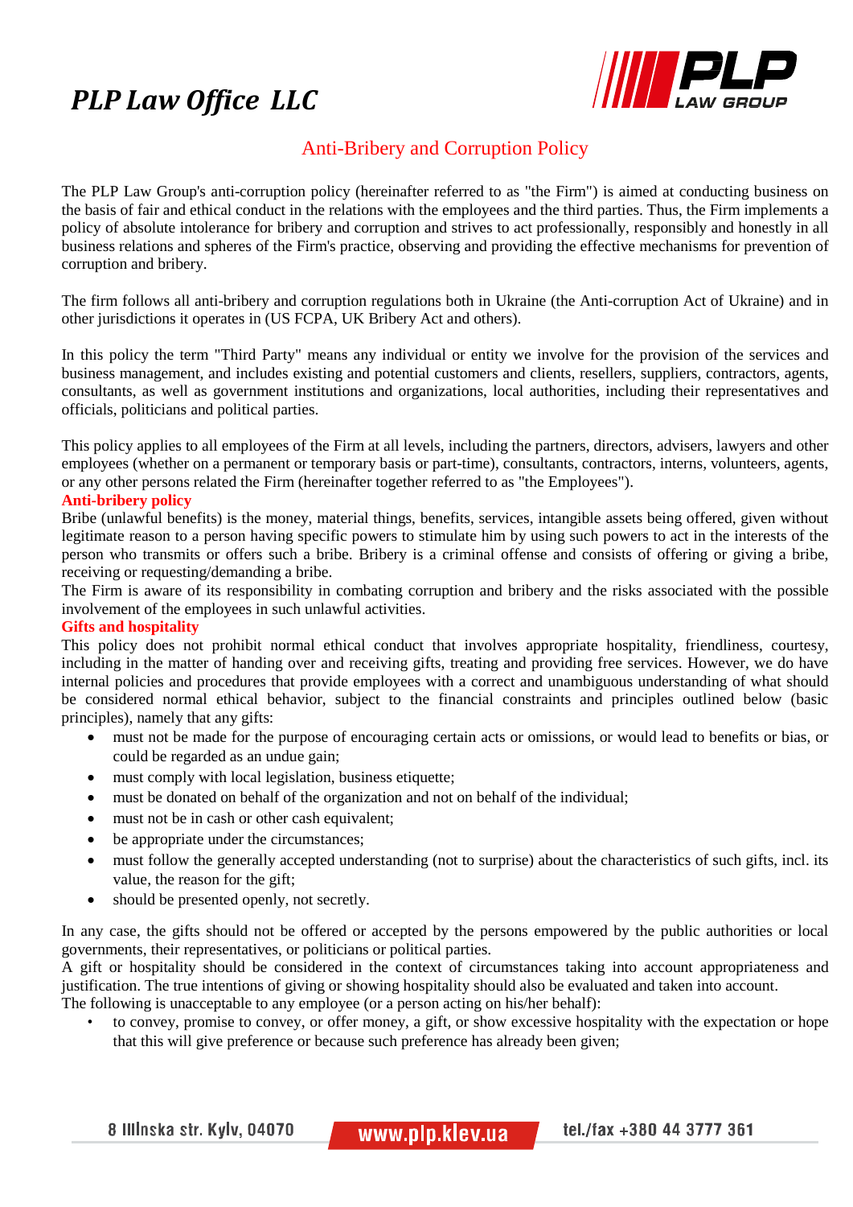# PLP Law Office LLC

## Anti-Bribery and Corruption Policy

The PLP Law Group's anti-corruption policy (hereinafter referred to as "the Firm") is aimed at conducting business on the basis of fair and ethical conduct in the relations with the employees and the third parties. Thus, the Firm implements a policy of absolute intolerance for bribery and corruption and strives to act professionally, responsibly and honestly in all business relations and spheres of the Firm's practice, observing and providing the effective mechanisms for prevention of corruption and bribery.

The firm follows all anti-bribery and corruption regulations both in Ukraine (the Anti-corruption Act of Ukraine) and in other jurisdictions it operates in (US FCPA, UK Bribery Act and others).

In this policy the term "Third Party" means any individual or entity we involve for the provision of the services and business management, and includes existing and potential customers and clients, resellers, suppliers, contractors, agents, consultants, as well as government institutions and organizations, local authorities, including their representatives and officials, politicians and political parties.

This policy applies to all employees of the Firm at all levels, including the partners, directors, advisers, lawyers and other employees (whether on a permanent or temporary basis or part-time), consultants, contractors, interns, volunteers, agents, or any other persons related the Firm (hereinafter together referred to as "the Employees").

### Anti-bribery policy

Bribe (unlawful benefits) is the money, material things, benefits, services, intangible assets being offered, given without legitimate reason to a person having specific powers to stimulate him by using such powers to act in the interests of the person who transmits or offers such a bribe. Bribery is a criminal offense and consists of offering or giving a bribe, receiving or requesting/demanding a bribe.

The Firm is aware of its responsibility in combating corruption and bribery and the risks associated with the possible involvement of the employees in such unlawful activities.

### Gifts and hospitality

This policy does not prohibit normal ethical conduct that involves appropriate hospitality, friendliness, courtesy, including in the matter of handing over and receiving gifts, treating and providing free services. However, we do have internal policies and procedures that provide employees with a correct and unambiguous understanding of what should be considered normal ethical behavior, subject to the financial constraints and principles outlined below (basic principles), namely that any gifts:

- must not be made for the purpose of encouraging certain acts or omissions, or would lead to benefits or bias, or could be regarded as an undue gain;
- must comply with local legislation, business etiquette;
- must be donated on behalf of the organization and not on behalf of the individual;
- must not be in cash or other cash equivalent;
- be appropriate under the circumstances;
- must follow the generally accepted understanding (not to surprise) about the characteristics of such gifts, incl. its value, the reason for the gift;
- should be presented openly, not secretly.

In any case, the gifts should not be offered or accepted by the persons empowered by the public authorities or local governments, their representatives, or politicians or political parties.

A gift or hospitality should be considered in the context of circumstances taking into account appropriateness and justification. The true intentions of giving or showing hospitality should also be evaluated and taken into account.

The following is unacceptable to any employee (or a person acting on his/her behalf):

- to convey, promise to convey, or offer money, a gift, or show excessive hospitality with the expectation or hope that this will give preference or because such preference has already been given;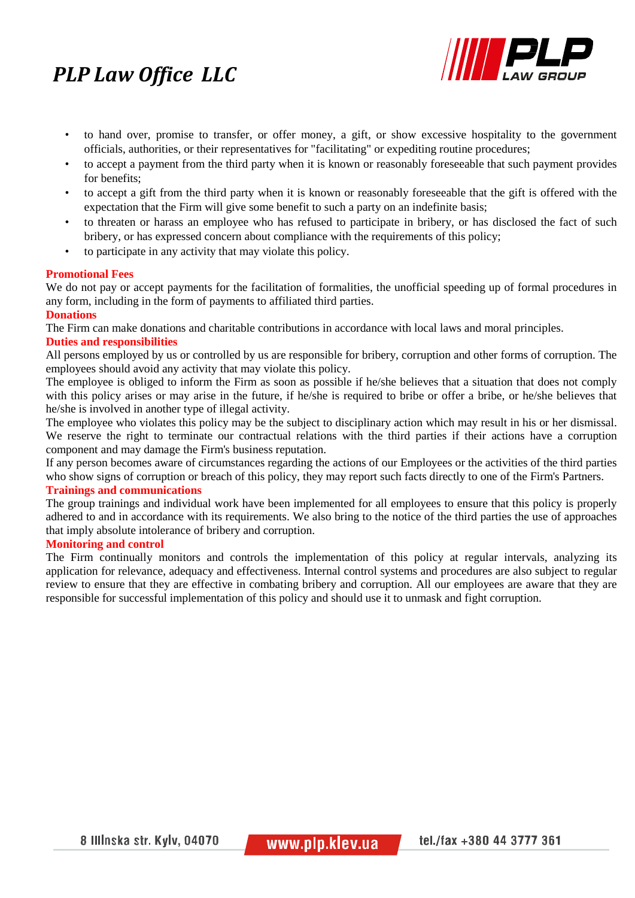- to hand over, promise to transfer, or offer money, a gift, or show excessive hospitality to the government officials, authorities, or their representatives for "facilitating" or expediting routine procedures;
- to accept a payment from the third party when it is known or reasonably foreseeable that such payment provides for benefits;
- to accept a gift from the third party when it is known or reasonably foreseeable that the gift is offered with the expectation that the Firm will give some benefit to such a party on an indefinite basis;
- to threaten or harass an employee who has refused to participate in bribery, or has disclosed the fact of such bribery, or has expressed concern about compliance with the requirements of this policy;
- to participate in any activity that may violate this policy.

**Promotional Fees**

We do not pay or accept payments for the facilitation of formalities, the unofficial speeding up of formal procedures in any form, including in the form of payments to affiliated third parties.

**Donations**

The Firm can make donations and charitable contributions in accordance with local laws and moral principles.

**Duties and responsibilities**

All persons employed by us or controlled by us are responsible for bribery, corruption and other forms of corruption. The employees should avoid any activity that may violate this policy.

The employee is obliged to inform the Firm as soon as possible if he/she believes that a situation that does not comply with this policy arises or may arise in the future, if he/she is required to bribe or offer a bribe, or he/she believes that he/she is involved in another type of illegal activity.

The employee who violates this policy may be the subject to disciplinary action which may result in his or her dismissal. We reserve the right to terminate our contractual relations with the third parties if their actions have a corruption component and may damage the Firm's business reputation.

If any person becomes aware of circumstances regarding the actions of our Employees or the activities of the third parties who show signs of corruption or breach of this policy, they may report such facts directly to one of the Firm's Partners.

**Trainings and communications**

The group trainings and individual work have been implemented for all employees to ensure that this policy is properly adhered to and in accordance with its requirements. We also bring to the notice of the third parties the use of approaches that imply absolute intolerance of bribery and corruption.

**Monitoring and control**

The Firm continually monitors and controls the implementation of this policy at regular intervals, analyzing its application for relevance, adequacy and effectiveness. Internal control systems and procedures are also subject to regular review to ensure that they are effective in combating bribery and corruption. All our employees are aware that they are responsible for successful implementation of this policy and should use it to unmask and fight corruption.